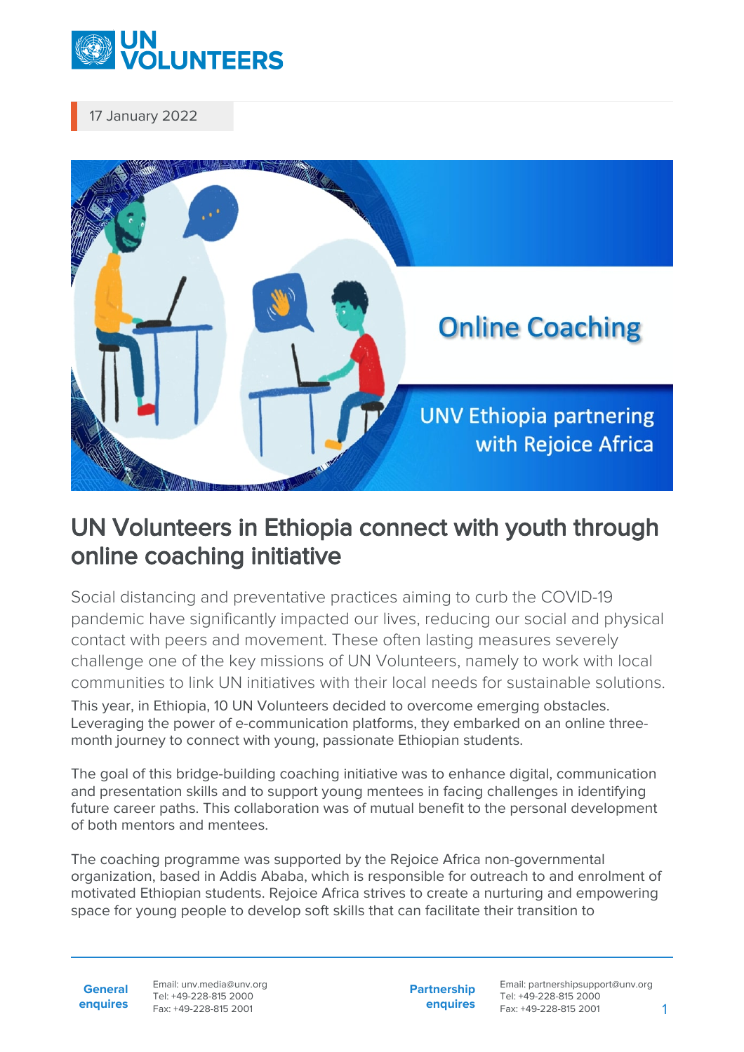17 January 2022

# UN Volunteers in Ethiopia connect with youth through online coaching initiative

Social distancing and preventative practices aiming to curb the COVID-19 pandemic have significantly impacted our lives, reducing our social and physical contact with peers and movement. These often lasting measures severely challenge one of the key missions of UN Volunteers, namely to work with local communities to link UN initiatives with their local needs for sustainable solutions.

This year, in Ethiopia, 10 UN Volunteers decided to overcome emerging obstacles. Leveraging the power of e-communication platforms, they embarked on an online three-month journey to connect with young, passionate Ethiopian students.

The goal of this bridge-building coaching initiative was to enhance digital, communication and presentation skills and to support young mentees in facing challenges in identifying future career paths. This collaboration was of mutual benefit to the personal development of both mentors and mentees.

The coaching programme was supported by the Rejoice Africa non-governmental organization, based in Addis Ababa, which is responsible for outreach to and enrolment of motivated Ethiopian students. Rejoice Africa strives to create a nurturing and empowering space for young people to develop soft skills that can facilitate their transition to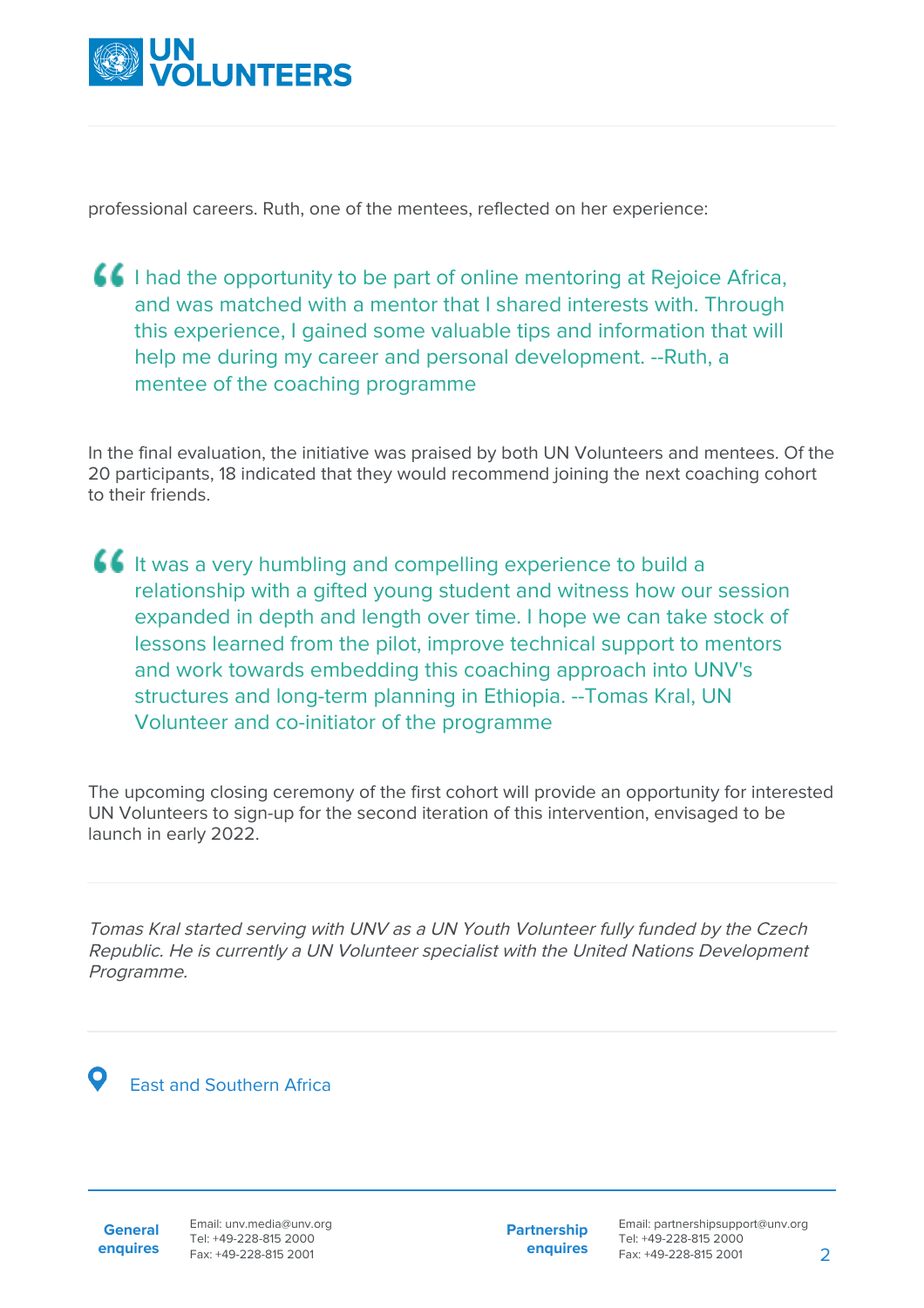professional careers. Ruth, one of the mentees, reflected on her experience:

> I had the opportunity to be part of online mentoring at Rejoice Africa, and was matched with a mentor that I shared interests with. Through this experience, I gained some valuable tips and information that will help me during my career and personal development. --Ruth, a mentee of the coaching programme

In the final evaluation, the initiative was praised by both UN Volunteers and mentees. Of the 20 participants, 18 indicated that they would recommend joining the next coaching cohort to their friends.

> It was a very humbling and compelling experience to build a relationship with a gifted young student and witness how our session expanded in depth and length over time. I hope we can take stock of lessons learned from the pilot, improve technical support to mentors and work towards embedding this coaching approach into UNV's structures and long-term planning in Ethiopia. --Tomas Kral, UN Volunteer and co-initiator of the programme

The upcoming closing ceremony of the first cohort will provide an opportunity for interested UN Volunteers to sign-up for the second iteration of this intervention, envisaged to be launch in early 2022.

---

*Tomas Kral started serving with UNV as a UN Youth Volunteer fully funded by the Czech Republic. He is currently a UN Volunteer specialist with the United Nations Development Programme.*

---

East and Southern Africa

**General enquires** Email: unv.media@unv.org Tel: +49-228-815 2000 Fax: +49-228-815 2001

**Partnership enquires** Email: partnershipsupport@unv.org Tel: +49-228-815 2000 Fax: +49-228-815 2001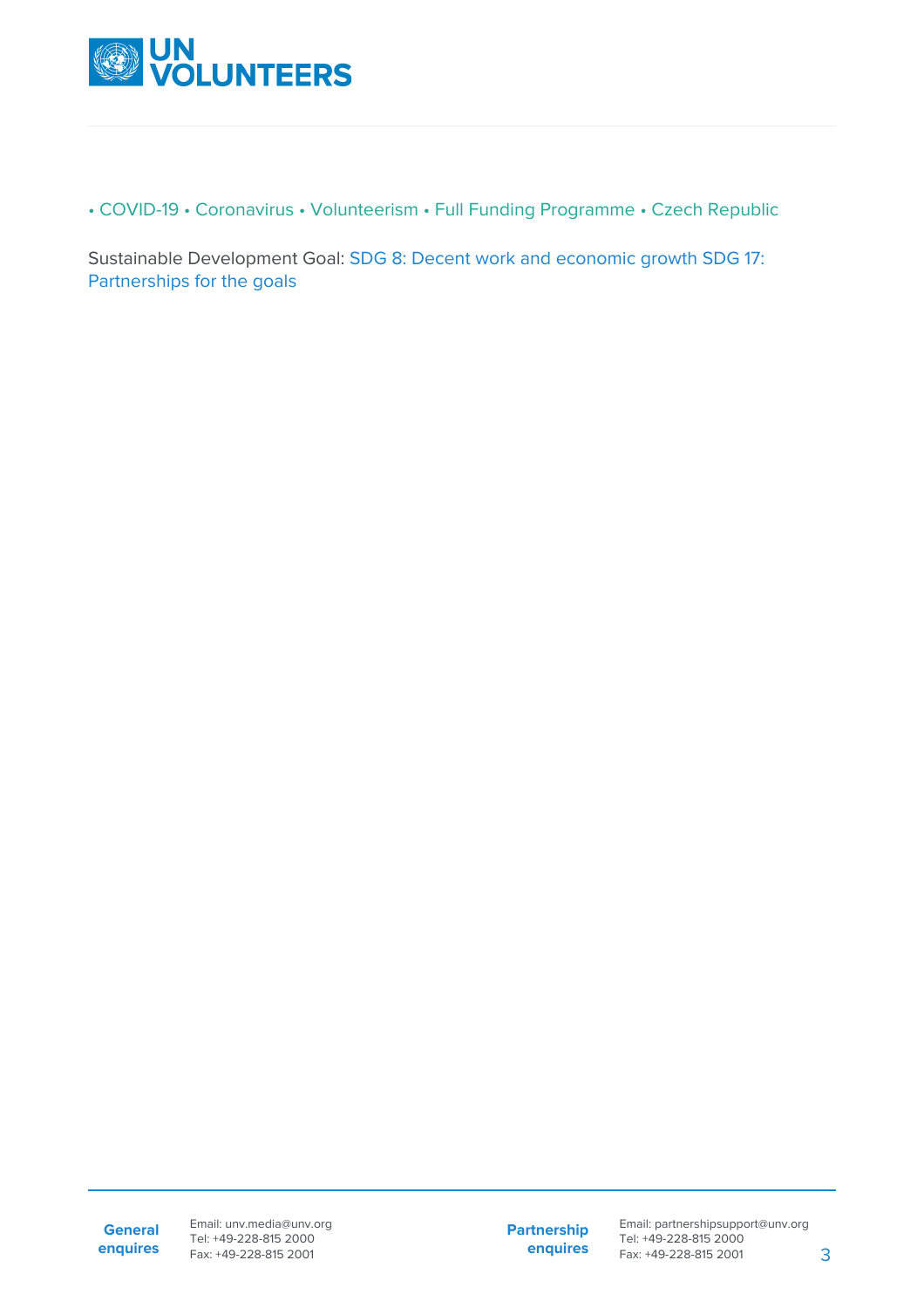• COVID-19 • Coronavirus • Volunteerism • Full Funding Programme • Czech Republic

Sustainable Development Goal: SDG 8: Decent work and economic growth SDG 17: Partnerships for the goals